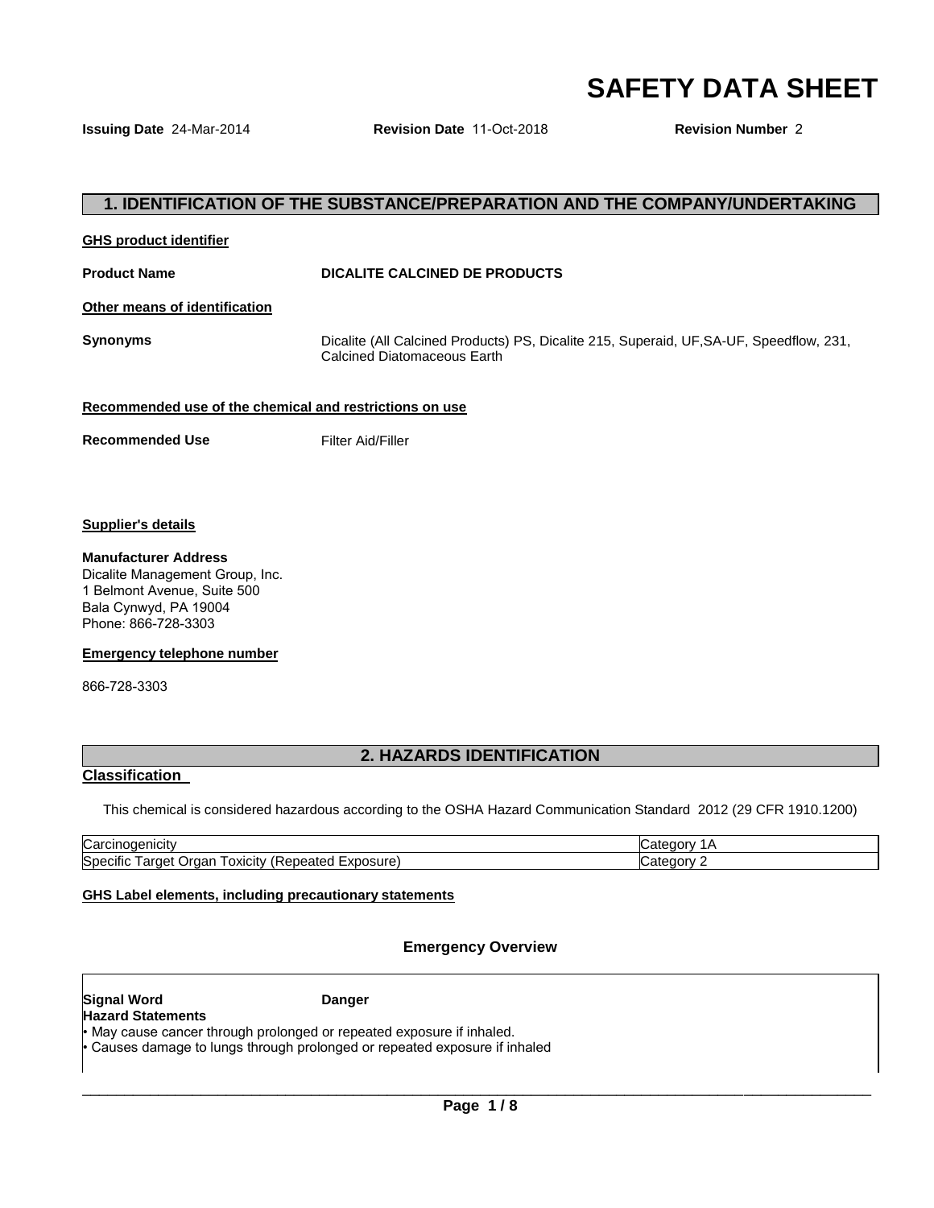# SAFETY DATA SHEET

**Issuing Date** 24-Mar-2014 **Revision Date** 11-Oct-2018 **Revision Number** 2

## 1. IDENTIFICATION OF THE SUBSTANCE/PREPARATION AND THE COMPANY/UNDERTAKING

**GHS product identifier**

**Product Name** **DICALITE CALCINED DE PRODUCTS**

**Other means of identification**

**Synonyms** Dicalite (All Calcined Products) PS, Dicalite 215, Superaid, UF,SA-UF, Speedflow, 231, Calcined Diatomaceous Earth

**Recommended use of the chemical and restrictions on use**

**Recommended Use** Filter Aid/Filler

**Supplier's details**

**Manufacturer Address**
Dicalite Management Group, Inc.
1 Belmont Avenue, Suite 500
Bala Cynwyd, PA 19004
Phone: 866-728-3303

**Emergency telephone number**

866-728-3303

## 2. HAZARDS IDENTIFICATION

**Classification**

This chemical is considered hazardous according to the OSHA Hazard Communication Standard 2012 (29 CFR 1910.1200)

| | |
|---|---|
| Carcinogenicity | Category 1A |
| Specific Target Organ Toxicity (Repeated Exposure) | Category 2 |

**GHS Label elements, including precautionary statements**

### Emergency Overview

**Signal Word** **Danger**

**Hazard Statements**

- May cause cancer through prolonged or repeated exposure if inhaled.
- Causes damage to lungs through prolonged or repeated exposure if inhaled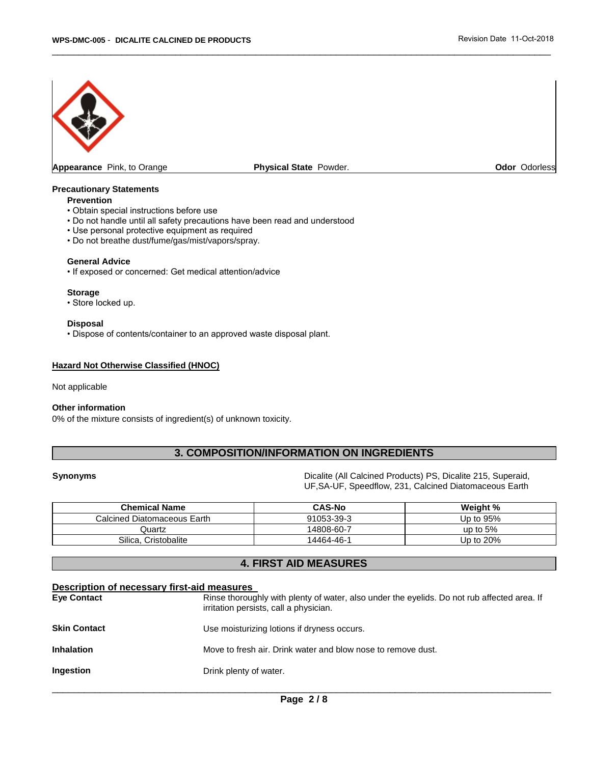**Appearance** Pink, to Orange **Physical State** Powder. **Odor** Odorless

**Precautionary Statements**

**Prevention**

- Obtain special instructions before use
- Do not handle until all safety precautions have been read and understood
- Use personal protective equipment as required
- Do not breathe dust/fume/gas/mist/vapors/spray.

**General Advice**

- If exposed or concerned: Get medical attention/advice

**Storage**

- Store locked up.

**Disposal**

- Dispose of contents/container to an approved waste disposal plant.

**Hazard Not Otherwise Classified (HNOC)**

Not applicable

**Other information**

0% of the mixture consists of ingredient(s) of unknown toxicity.

## 3. COMPOSITION/INFORMATION ON INGREDIENTS

**Synonyms** Dicalite (All Calcined Products) PS, Dicalite 215, Superaid, UF,SA-UF, Speedflow, 231, Calcined Diatomaceous Earth

| Chemical Name | CAS-No | Weight % |
|---|---|---|
| Calcined Diatomaceous Earth | 91053-39-3 | Up to 95% |
| Quartz | 14808-60-7 | up to 5% |
| Silica, Cristobalite | 14464-46-1 | Up to 20% |

## 4. FIRST AID MEASURES

**Description of necessary first-aid measures**

**Eye Contact** Rinse thoroughly with plenty of water, also under the eyelids. Do not rub affected area. If irritation persists, call a physician.

**Skin Contact** Use moisturizing lotions if dryness occurs.

**Inhalation** Move to fresh air. Drink water and blow nose to remove dust.

**Ingestion** Drink plenty of water.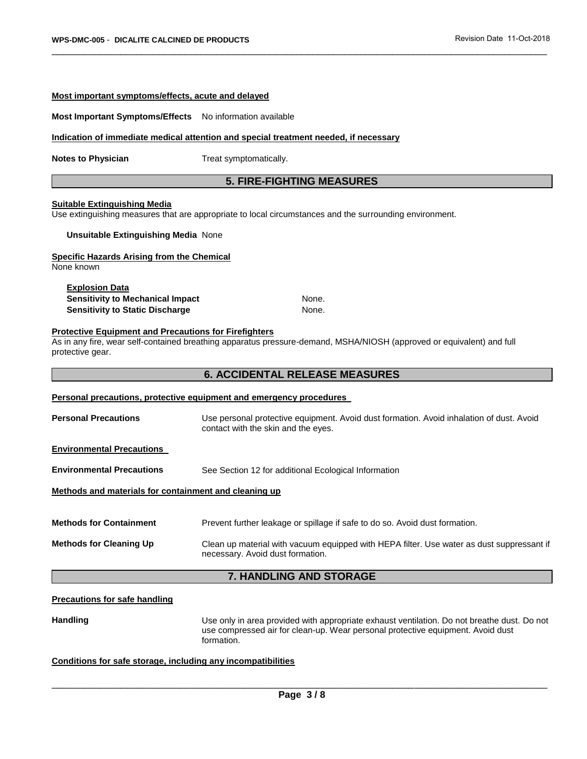**Most important symptoms/effects, acute and delayed**

**Most Important Symptoms/Effects** No information available

**Indication of immediate medical attention and special treatment needed, if necessary**

**Notes to Physician** Treat symptomatically.

## 5. FIRE-FIGHTING MEASURES

**Suitable Extinguishing Media**
Use extinguishing measures that are appropriate to local circumstances and the surrounding environment.

**Unsuitable Extinguishing Media** None

**Specific Hazards Arising from the Chemical**
None known

**Explosion Data**
**Sensitivity to Mechanical Impact** None.
**Sensitivity to Static Discharge** None.

**Protective Equipment and Precautions for Firefighters**
As in any fire, wear self-contained breathing apparatus pressure-demand, MSHA/NIOSH (approved or equivalent) and full protective gear.

## 6. ACCIDENTAL RELEASE MEASURES

**Personal precautions, protective equipment and emergency procedures**

**Personal Precautions** Use personal protective equipment. Avoid dust formation. Avoid inhalation of dust. Avoid contact with the skin and the eyes.

**Environmental Precautions**

**Environmental Precautions** See Section 12 for additional Ecological Information

**Methods and materials for containment and cleaning up**

**Methods for Containment** Prevent further leakage or spillage if safe to do so. Avoid dust formation.

**Methods for Cleaning Up** Clean up material with vacuum equipped with HEPA filter. Use water as dust suppressant if necessary. Avoid dust formation.

## 7. HANDLING AND STORAGE

**Precautions for safe handling**

**Handling** Use only in area provided with appropriate exhaust ventilation. Do not breathe dust. Do not use compressed air for clean-up. Wear personal protective equipment. Avoid dust formation.

**Conditions for safe storage, including any incompatibilities**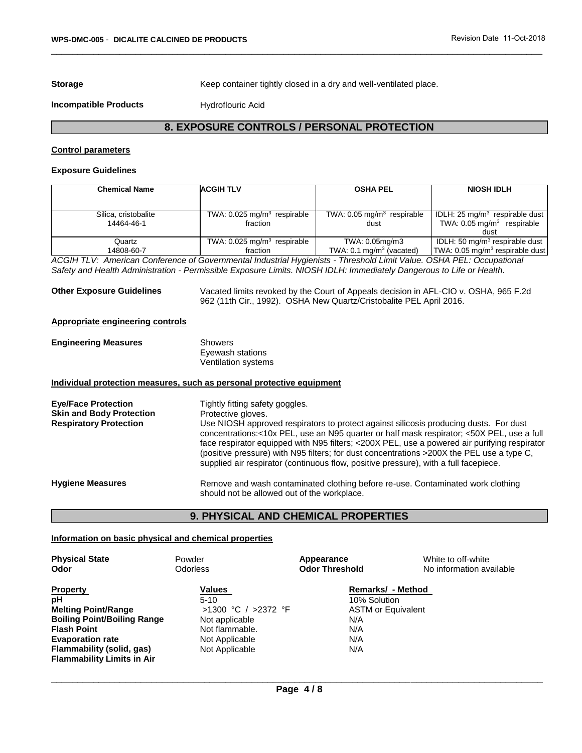**Storage** Keep container tightly closed in a dry and well-ventilated place.

**Incompatible Products** Hydroflouric Acid

## 8. EXPOSURE CONTROLS / PERSONAL PROTECTION

### Control parameters

**Exposure Guidelines**

| Chemical Name | ACGIH TLV | OSHA PEL | NIOSH IDLH |
|---|---|---|---|
| Silica, cristobalite<br>14464-46-1 | TWA: 0.025 mg/m$^3$ respirable fraction | TWA: 0.05 mg/m$^3$ respirable dust | IDLH: 25 mg/m$^3$ respirable dust<br>TWA: 0.05 mg/m$^3$ respirable dust |
| Quartz<br>14808-60-7 | TWA: 0.025 mg/m$^3$ respirable fraction | TWA: 0.05mg/m3<br>TWA: 0.1 mg/m$^3$ (vacated) | IDLH: 50 mg/m$^3$ respirable dust<br>TWA: 0.05 mg/m$^3$ respirable dust |

*ACGIH TLV: American Conference of Governmental Industrial Hygienists - Threshold Limit Value. OSHA PEL: Occupational Safety and Health Administration - Permissible Exposure Limits. NIOSH IDLH: Immediately Dangerous to Life or Health.*

**Other Exposure Guidelines** Vacated limits revoked by the Court of Appeals decision in AFL-CIO v. OSHA, 965 F.2d 962 (11th Cir., 1992). OSHA New Quartz/Cristobalite PEL April 2016.

### Appropriate engineering controls

**Engineering Measures**
Showers
Eyewash stations
Ventilation systems

### Individual protection measures, such as personal protective equipment

**Eye/Face Protection** Tightly fitting safety goggles.

**Skin and Body Protection** Protective gloves.

**Respiratory Protection** Use NIOSH approved respirators to protect against silicosis producing dusts. For dust concentrations:<10x PEL, use an N95 quarter or half mask respirator; <50X PEL, use a full face respirator equipped with N95 filters; <200X PEL, use a powered air purifying respirator (positive pressure) with N95 filters; for dust concentrations >200X the PEL use a type C, supplied air respirator (continuous flow, positive pressure), with a full facepiece.

**Hygiene Measures** Remove and wash contaminated clothing before re-use. Contaminated work clothing should not be allowed out of the workplace.

## 9. PHYSICAL AND CHEMICAL PROPERTIES

### Information on basic physical and chemical properties

**Physical State** Powder
**Appearance** White to off-white
**Odor** Odorless
**Odor Threshold** No information available

| Property | Values | Remarks/ - Method |
|---|---|---|
| **pH** | 5-10 | 10% Solution |
| **Melting Point/Range** | >1300 °C / >2372 °F | ASTM or Equivalent |
| **Boiling Point/Boiling Range** | Not applicable | N/A |
| **Flash Point** | Not flammable. | N/A |
| **Evaporation rate** | Not Applicable | N/A |
| **Flammability (solid, gas)** | Not Applicable | N/A |
| **Flammability Limits in Air** | | |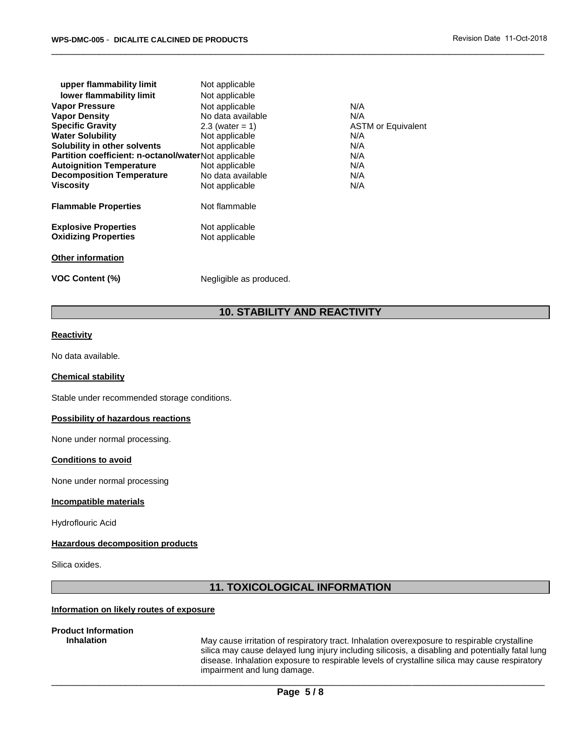| | | |
|---|---|---|
| **upper flammability limit** | Not applicable | |
| **lower flammability limit** | Not applicable | |
| **Vapor Pressure** | Not applicable | N/A |
| **Vapor Density** | No data available | N/A |
| **Specific Gravity** | 2.3 (water = 1) | ASTM or Equivalent |
| **Water Solubility** | Not applicable | N/A |
| **Solubility in other solvents** | Not applicable | N/A |
| **Partition coefficient: n-octanol/water** | Not applicable | N/A |
| **Autoignition Temperature** | Not applicable | N/A |
| **Decomposition Temperature** | No data available | N/A |
| **Viscosity** | Not applicable | N/A |
| **Flammable Properties** | Not flammable | |
| **Explosive Properties** | Not applicable | |
| **Oxidizing Properties** | Not applicable | |

**Other information**

**VOC Content (%)** Negligible as produced.

## 10. STABILITY AND REACTIVITY

**Reactivity**

No data available.

**Chemical stability**

Stable under recommended storage conditions.

**Possibility of hazardous reactions**

None under normal processing.

**Conditions to avoid**

None under normal processing

**Incompatible materials**

Hydroflouric Acid

**Hazardous decomposition products**

Silica oxides.

## 11. TOXICOLOGICAL INFORMATION

**Information on likely routes of exposure**

**Product Information**

**Inhalation** May cause irritation of respiratory tract. Inhalation overexposure to respirable crystalline silica may cause delayed lung injury including silicosis, a disabling and potentially fatal lung disease. Inhalation exposure to respirable levels of crystalline silica may cause respiratory impairment and lung damage.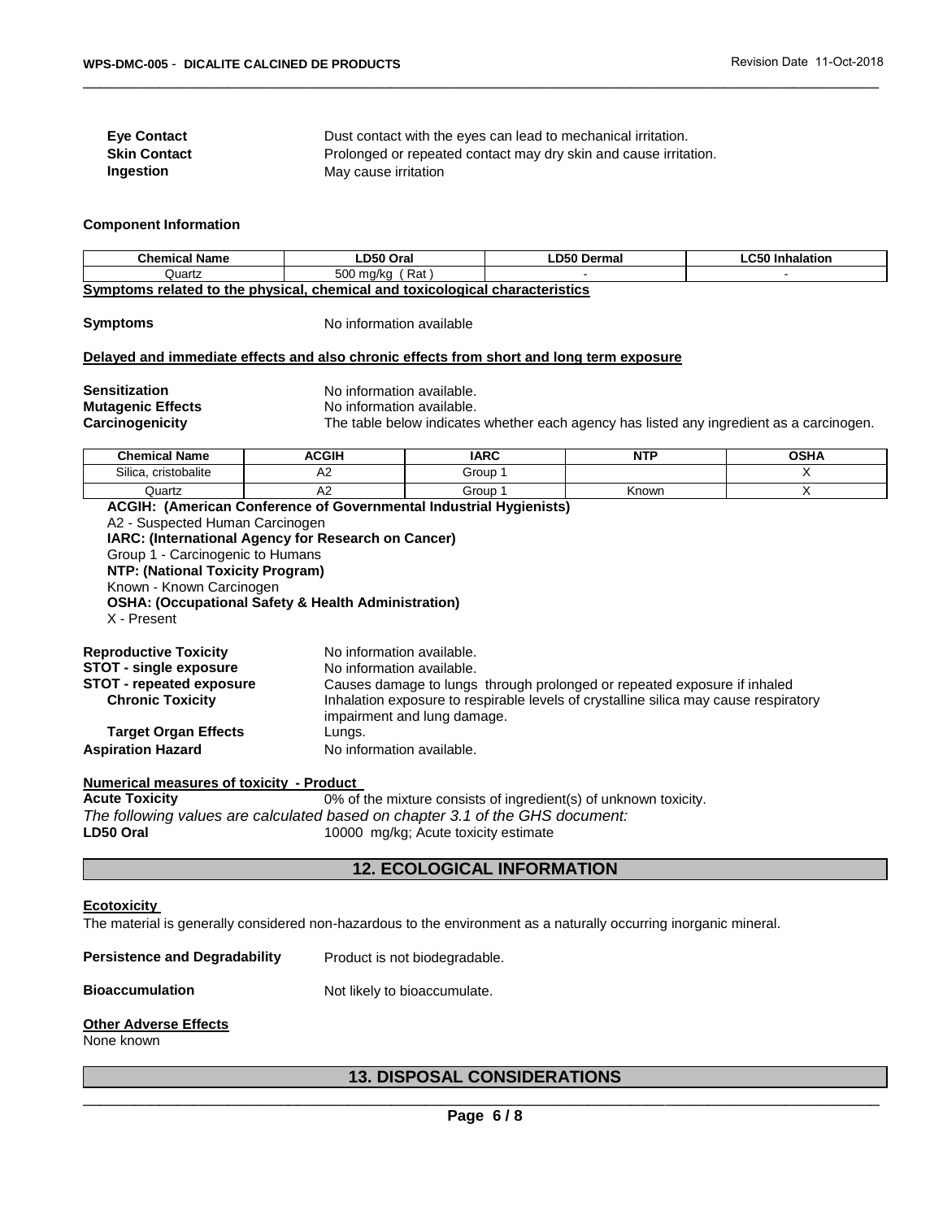**Eye Contact** Dust contact with the eyes can lead to mechanical irritation.

**Skin Contact** Prolonged or repeated contact may dry skin and cause irritation.

**Ingestion** May cause irritation

#### Component Information

| Chemical Name | LD50 Oral | LD50 Dermal | LC50 Inhalation |
|---|---|---|---|
| Quartz | 500 mg/kg ( Rat ) | - | - |

#### Symptoms related to the physical, chemical and toxicological characteristics

**Symptoms** No information available

#### Delayed and immediate effects and also chronic effects from short and long term exposure

**Sensitization** No information available.

**Mutagenic Effects** No information available.

**Carcinogenicity** The table below indicates whether each agency has listed any ingredient as a carcinogen.

| Chemical Name | ACGIH | IARC | NTP | OSHA |
|---|---|---|---|---|
| Silica, cristobalite | A2 | Group 1 | | X |
| Quartz | A2 | Group 1 | Known | X |

**ACGIH: (American Conference of Governmental Industrial Hygienists)**
A2 - Suspected Human Carcinogen
**IARC: (International Agency for Research on Cancer)**
Group 1 - Carcinogenic to Humans
**NTP: (National Toxicity Program)**
Known - Known Carcinogen
**OSHA: (Occupational Safety & Health Administration)**
X - Present

**Reproductive Toxicity** No information available.

**STOT - single exposure** No information available.

**STOT - repeated exposure** Causes damage to lungs through prolonged or repeated exposure if inhaled

**Chronic Toxicity** Inhalation exposure to respirable levels of crystalline silica may cause respiratory impairment and lung damage.

**Target Organ Effects** Lungs.

**Aspiration Hazard** No information available.

#### Numerical measures of toxicity - Product

**Acute Toxicity** 0% of the mixture consists of ingredient(s) of unknown toxicity.

*The following values are calculated based on chapter 3.1 of the GHS document:*

**LD50 Oral** 10000 mg/kg; Acute toxicity estimate

## 12. ECOLOGICAL INFORMATION

#### Ecotoxicity

The material is generally considered non-hazardous to the environment as a naturally occurring inorganic mineral.

**Persistence and Degradability** Product is not biodegradable.

**Bioaccumulation** Not likely to bioaccumulate.

#### Other Adverse Effects

None known

## 13. DISPOSAL CONSIDERATIONS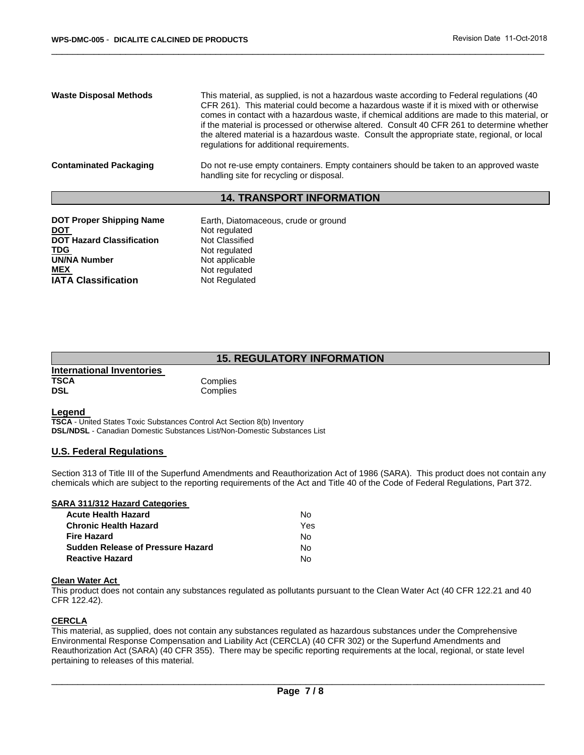| | |
|---|---|
| **Waste Disposal Methods** | This material, as supplied, is not a hazardous waste according to Federal regulations (40 CFR 261). This material could become a hazardous waste if it is mixed with or otherwise comes in contact with a hazardous waste, if chemical additions are made to this material, or if the material is processed or otherwise altered. Consult 40 CFR 261 to determine whether the altered material is a hazardous waste. Consult the appropriate state, regional, or local regulations for additional requirements. |
| **Contaminated Packaging** | Do not re-use empty containers. Empty containers should be taken to an approved waste handling site for recycling or disposal. |

## 14. TRANSPORT INFORMATION

| | |
|---|---|
| **DOT Proper Shipping Name** | Earth, Diatomaceous, crude or ground |
| **DOT** | Not regulated |
| **DOT Hazard Classification** | Not Classified |
| **TDG** | Not regulated |
| **UN/NA Number** | Not applicable |
| **MEX** | Not regulated |
| **IATA Classification** | Not Regulated |

## 15. REGULATORY INFORMATION

**International Inventories**

| | |
|---|---|
| **TSCA** | Complies |
| **DSL** | Complies |

**Legend**

**TSCA** - United States Toxic Substances Control Act Section 8(b) Inventory
**DSL/NDSL** - Canadian Domestic Substances List/Non-Domestic Substances List

### U.S. Federal Regulations

Section 313 of Title III of the Superfund Amendments and Reauthorization Act of 1986 (SARA). This product does not contain any chemicals which are subject to the reporting requirements of the Act and Title 40 of the Code of Federal Regulations, Part 372.

**SARA 311/312 Hazard Categories**

| | |
|---|---|
| **Acute Health Hazard** | No |
| **Chronic Health Hazard** | Yes |
| **Fire Hazard** | No |
| **Sudden Release of Pressure Hazard** | No |
| **Reactive Hazard** | No |

**Clean Water Act**

This product does not contain any substances regulated as pollutants pursuant to the Clean Water Act (40 CFR 122.21 and 40 CFR 122.42).

**CERCLA**

This material, as supplied, does not contain any substances regulated as hazardous substances under the Comprehensive Environmental Response Compensation and Liability Act (CERCLA) (40 CFR 302) or the Superfund Amendments and Reauthorization Act (SARA) (40 CFR 355). There may be specific reporting requirements at the local, regional, or state level pertaining to releases of this material.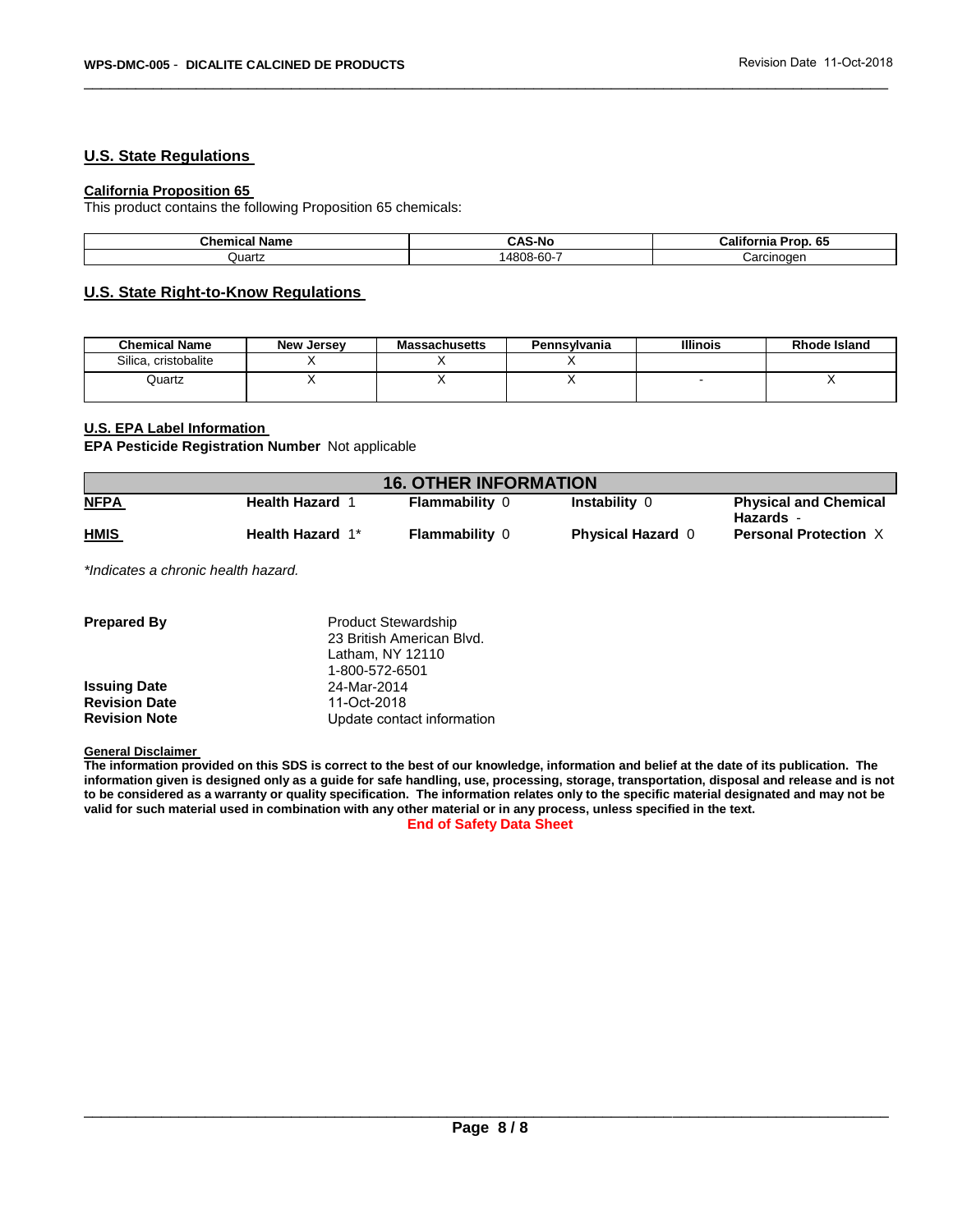## U.S. State Regulations

### California Proposition 65

This product contains the following Proposition 65 chemicals:

| Chemical Name | CAS-No | California Prop. 65 |
|---|---|---|
| Quartz | 14808-60-7 | Carcinogen |

## U.S. State Right-to-Know Regulations

| Chemical Name | New Jersey | Massachusetts | Pennsylvania | Illinois | Rhode Island |
|---|---|---|---|---|---|
| Silica, cristobalite | X | X | X | | |
| Quartz | X | X | X | - | X |

### U.S. EPA Label Information

**EPA Pesticide Registration Number** Not applicable

## 16. OTHER INFORMATION

| | | | | |
|---|---|---|---|---|
| **NFPA** | **Health Hazard** 1 | **Flammability** 0 | **Instability** 0 | **Physical and Chemical Hazards** - |
| **HMIS** | **Health Hazard** 1* | **Flammability** 0 | **Physical Hazard** 0 | **Personal Protection** X |

*Indicates a chronic health hazard.*

| | |
|---|---|
| **Prepared By** | Product Stewardship<br>23 British American Blvd.<br>Latham, NY 12110<br>1-800-572-6501 |
| **Issuing Date** | 24-Mar-2014 |
| **Revision Date** | 11-Oct-2018 |
| **Revision Note** | Update contact information |

### General Disclaimer

**The information provided on this SDS is correct to the best of our knowledge, information and belief at the date of its publication. The information given is designed only as a guide for safe handling, use, processing, storage, transportation, disposal and release and is not to be considered as a warranty or quality specification. The information relates only to the specific material designated and may not be valid for such material used in combination with any other material or in any process, unless specified in the text.**

**End of Safety Data Sheet**